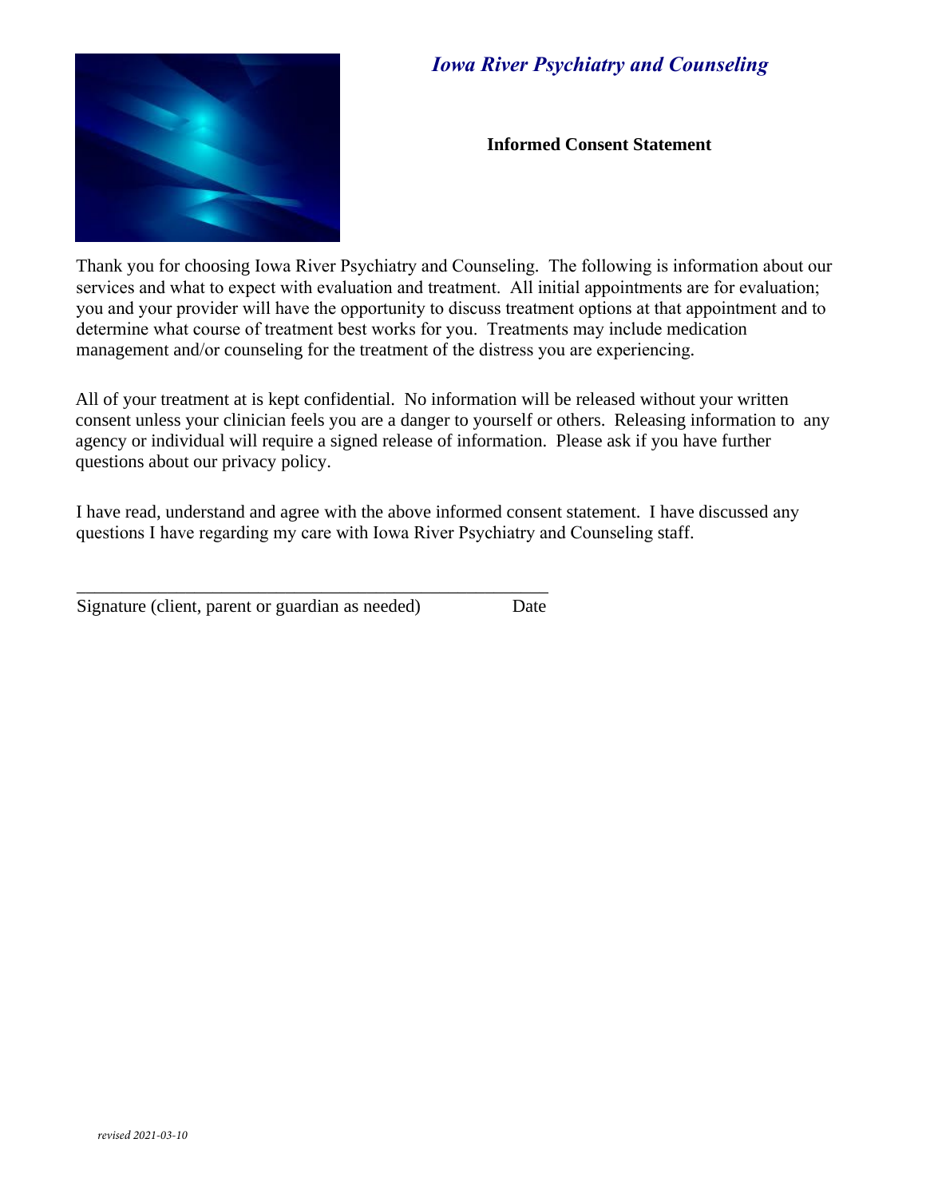# *Iowa River Psychiatry and Counseling*

## Informed Consent Statement

Thank you for choosing Iowa River Psychiatry and Counseling. The following is information about our services and what to expect with evaluation and treatment. All initial appointments are for evaluation; you and your provider will have the opportunity to discuss treatment options at that appointment and to determine what course of treatment best works for you. Treatments may include medication management and/or counseling for the treatment of the distress you are experiencing.

All of your treatment at is kept confidential. No information will be released without your written consent unless your clinician feels you are a danger to yourself or others. Releasing information to any agency or individual will require a signed release of information. Please ask if you have further questions about our privacy policy.

I have read, understand and agree with the above informed consent statement. I have discussed any questions I have regarding my care with Iowa River Psychiatry and Counseling staff.

\_\_\_\_\_\_\_\_\_\_\_\_\_\_\_\_\_\_\_\_\_\_\_\_\_\_\_\_\_\_\_\_\_\_\_\_\_\_\_\_\_\_\_\_\_\_\_\_\_\_\_\_\_\_\_\_

Signature (client, parent or guardian as needed) Date

*revised 2021-03-10*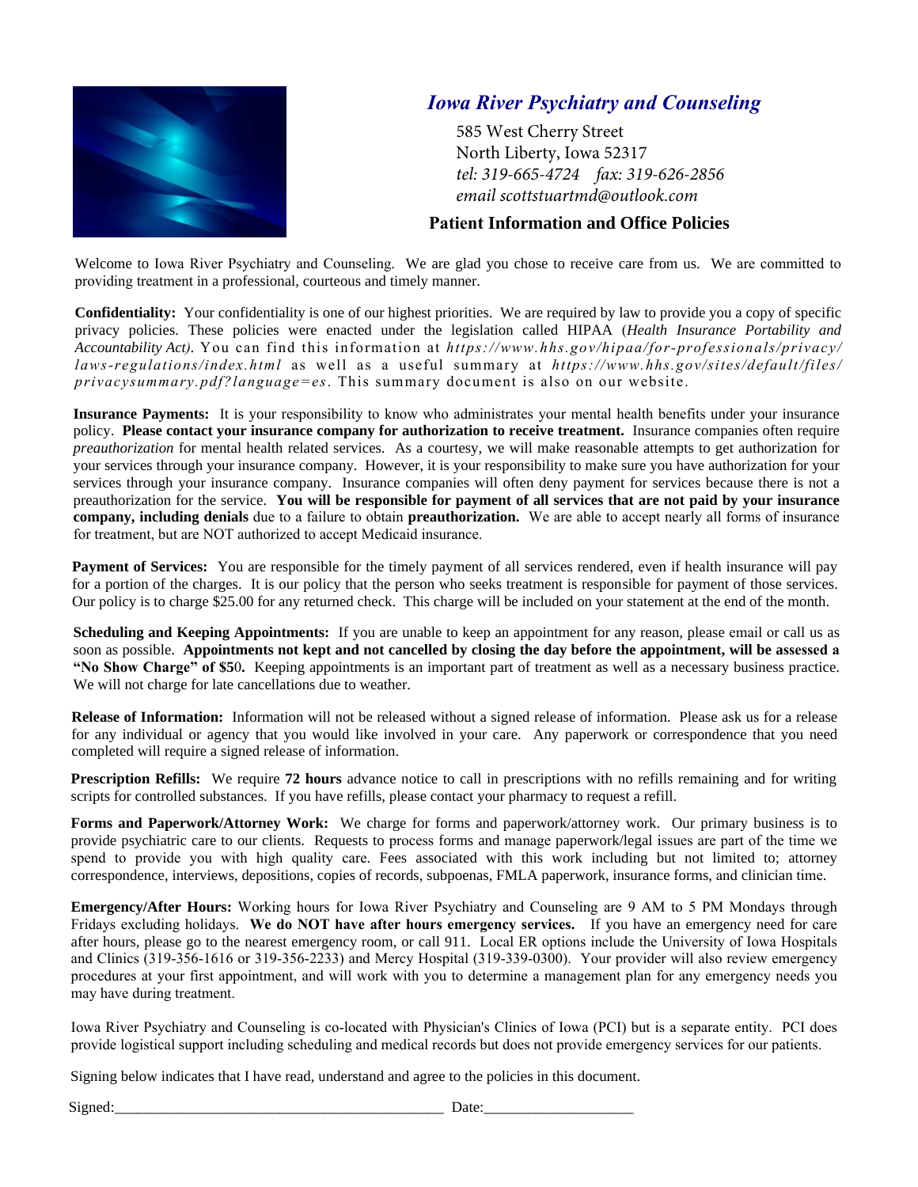# *Iowa River Psychiatry and Counseling*

585 West Cherry Street
North Liberty, Iowa 52317
*tel: 319-665-4724 fax: 319-626-2856*
*email scottstuartmd@outlook.com*

## Patient Information and Office Policies

Welcome to Iowa River Psychiatry and Counseling. We are glad you chose to receive care from us. We are committed to providing treatment in a professional, courteous and timely manner.

**Confidentiality:** Your confidentiality is one of our highest priorities. We are required by law to provide you a copy of specific privacy policies. These policies were enacted under the legislation called HIPAA (*Health Insurance Portability and Accountability Act)*. You can find this information at *https://www.hhs.gov/hipaa/for-professionals/privacy/laws-regulations/index.html* as well as a useful summary at *https://www.hhs.gov/sites/default/files/privacysummary.pdf?language=es*. This summary document is also on our website.

**Insurance Payments:** It is your responsibility to know who administrates your mental health benefits under your insurance policy. **Please contact your insurance company for authorization to receive treatment.** Insurance companies often require *preauthorization* for mental health related services. As a courtesy, we will make reasonable attempts to get authorization for your services through your insurance company. However, it is your responsibility to make sure you have authorization for your services through your insurance company. Insurance companies will often deny payment for services because there is not a preauthorization for the service. **You will be responsible for payment of all services that are not paid by your insurance company, including denials** due to a failure to obtain **preauthorization.** We are able to accept nearly all forms of insurance for treatment, but are NOT authorized to accept Medicaid insurance.

**Payment of Services:** You are responsible for the timely payment of all services rendered, even if health insurance will pay for a portion of the charges. It is our policy that the person who seeks treatment is responsible for payment of those services. Our policy is to charge $25.00 for any returned check. This charge will be included on your statement at the end of the month.

**Scheduling and Keeping Appointments:** If you are unable to keep an appointment for any reason, please email or call us as soon as possible. **Appointments not kept and not cancelled by closing the day before the appointment, will be assessed a "No Show Charge" of $50.** Keeping appointments is an important part of treatment as well as a necessary business practice. We will not charge for late cancellations due to weather.

**Release of Information:** Information will not be released without a signed release of information. Please ask us for a release for any individual or agency that you would like involved in your care. Any paperwork or correspondence that you need completed will require a signed release of information.

**Prescription Refills:** We require **72 hours** advance notice to call in prescriptions with no refills remaining and for writing scripts for controlled substances. If you have refills, please contact your pharmacy to request a refill.

**Forms and Paperwork/Attorney Work:** We charge for forms and paperwork/attorney work. Our primary business is to provide psychiatric care to our clients. Requests to process forms and manage paperwork/legal issues are part of the time we spend to provide you with high quality care. Fees associated with this work including but not limited to; attorney correspondence, interviews, depositions, copies of records, subpoenas, FMLA paperwork, insurance forms, and clinician time.

**Emergency/After Hours:** Working hours for Iowa River Psychiatry and Counseling are 9 AM to 5 PM Mondays through Fridays excluding holidays. **We do NOT have after hours emergency services.** If you have an emergency need for care after hours, please go to the nearest emergency room, or call 911. Local ER options include the University of Iowa Hospitals and Clinics (319-356-1616 or 319-356-2233) and Mercy Hospital (319-339-0300). Your provider will also review emergency procedures at your first appointment, and will work with you to determine a management plan for any emergency needs you may have during treatment.

Iowa River Psychiatry and Counseling is co-located with Physician's Clinics of Iowa (PCI) but is a separate entity. PCI does provide logistical support including scheduling and medical records but does not provide emergency services for our patients.

Signing below indicates that I have read, understand and agree to the policies in this document.

Signed:_____________________________________________ Date:____________________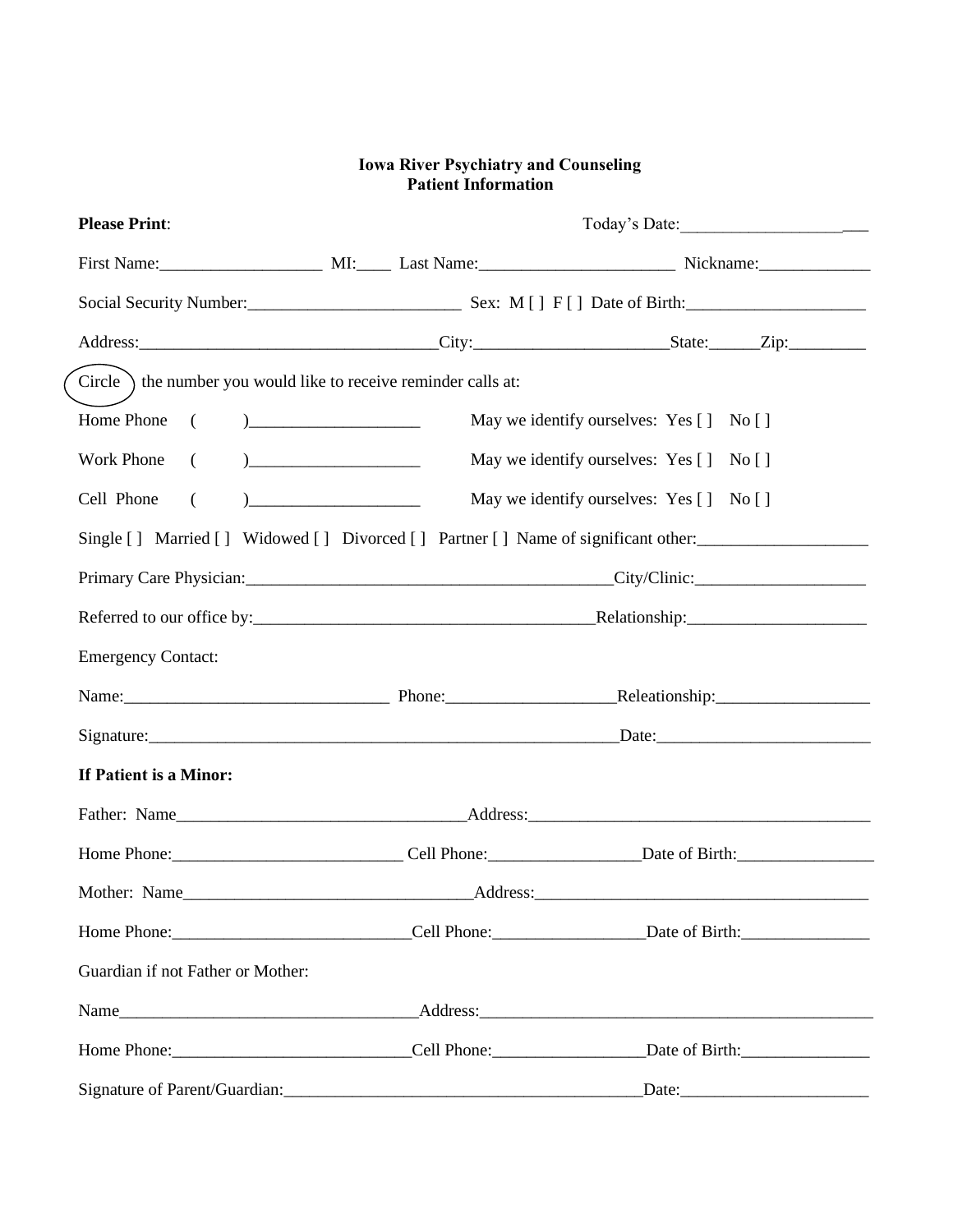**Iowa River Psychiatry and Counseling**
**Patient Information**

**Please Print**: Today's Date:_____________________

First Name:___________________ MI:____ Last Name:_______________________ Nickname:_____________

Social Security Number:_________________________ Sex: M [ ] F [ ] Date of Birth:_____________________

Address:___________________________________City:______________________State:______Zip:_________

Circle the number you would like to receive reminder calls at:

Home Phone ( )____________________ May we identify ourselves: Yes [ ] No [ ]

Work Phone ( )____________________ May we identify ourselves: Yes [ ] No [ ]

Cell Phone ( )____________________ May we identify ourselves: Yes [ ] No [ ]

Single [ ] Married [ ] Widowed [ ] Divorced [ ] Partner [ ] Name of significant other:____________________

Primary Care Physician:___________________________________________City/Clinic:____________________

Referred to our office by:_______________________________________Relationship:_____________________

Emergency Contact:

Name:_______________________________ Phone:___________________Releationship:__________________

Signature:_________________________________________________________Date:_________________________

**If Patient is a Minor:**

Father: Name__________________________________Address:________________________________________

Home Phone:___________________________ Cell Phone:_________________Date of Birth:________________

Mother: Name__________________________________Address:_______________________________________

Home Phone:___________________________Cell Phone:_________________Date of Birth:_______________

Guardian if not Father or Mother:

Name___________________________________Address:_______________________________________________

Home Phone:___________________________Cell Phone:_________________Date of Birth:_______________

Signature of Parent/Guardian:____________________________________________Date:______________________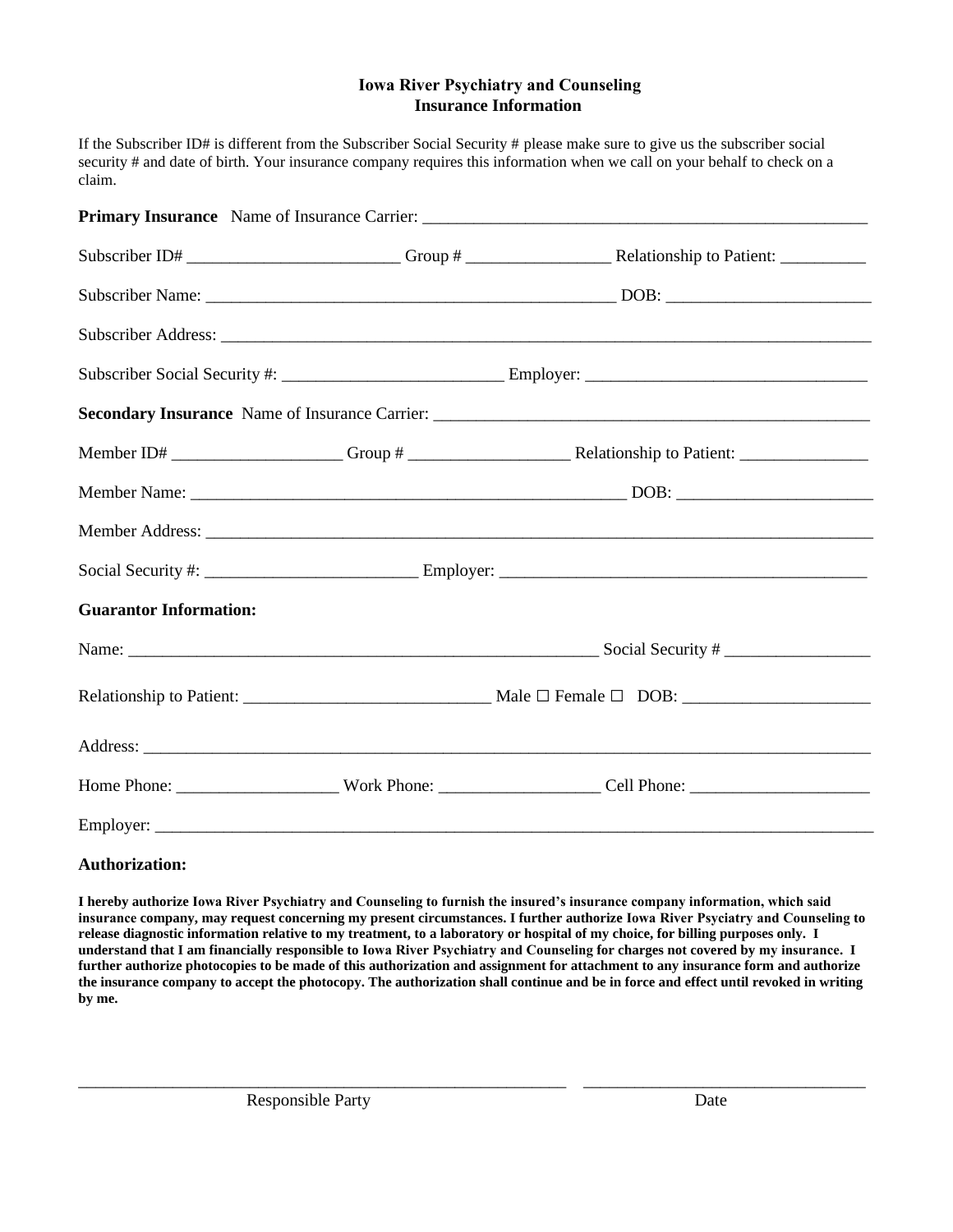## Iowa River Psychiatry and Counseling
## Insurance Information

If the Subscriber ID# is different from the Subscriber Social Security # please make sure to give us the subscriber social security # and date of birth. Your insurance company requires this information when we call on your behalf to check on a claim.

**Primary Insurance** Name of Insurance Carrier: ____________________________________________________

Subscriber ID# ________________________ Group # ________________ Relationship to Patient: __________

Subscriber Name: _______________________________________________ DOB: _______________________

Subscriber Address: ____________________________________________________________________________

Subscriber Social Security #: _________________________ Employer: ________________________________

**Secondary Insurance** Name of Insurance Carrier: __________________________________________________

Member ID# ___________________ Group # __________________ Relationship to Patient: _______________

Member Name: __________________________________________________ DOB: ______________________

Member Address: ________________________________________________________________________________

Social Security #: ________________________ Employer: ___________________________________________

**Guarantor Information:**

Name: _______________________________________________________ Social Security # _________________

Relationship to Patient: ____________________________ Male ☐ Female ☐ DOB: _____________________

Address: _______________________________________________________________________________________

Home Phone: __________________ Work Phone: __________________ Cell Phone: ____________________

Employer: ______________________________________________________________________________________

**Authorization:**

**I hereby authorize Iowa River Psychiatry and Counseling to furnish the insured's insurance company information, which said insurance company, may request concerning my present circumstances. I further authorize Iowa River Psyciatry and Counseling to release diagnostic information relative to my treatment, to a laboratory or hospital of my choice, for billing purposes only. I understand that I am financially responsible to Iowa River Psychiatry and Counseling for charges not covered by my insurance. I further authorize photocopies to be made of this authorization and assignment for attachment to any insurance form and authorize the insurance company to accept the photocopy. The authorization shall continue and be in force and effect until revoked in writing by me.**

_________________________________________________________ ________________________________

Responsible Party Date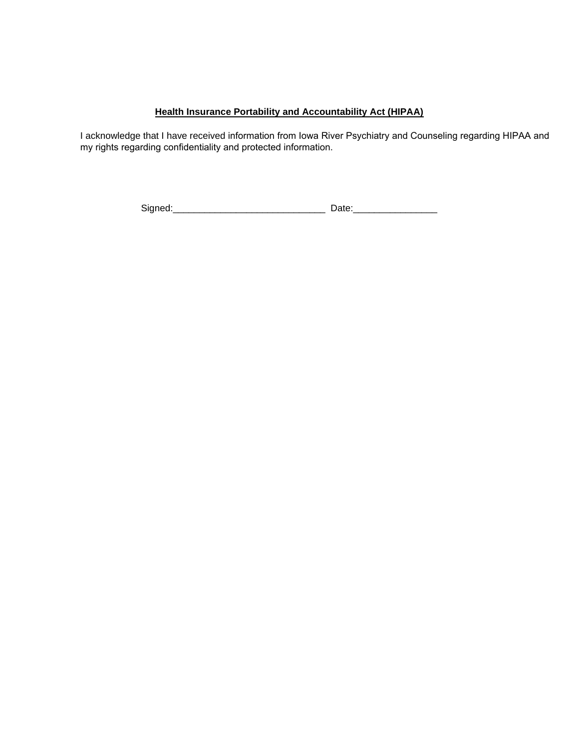## **Health Insurance Portability and Accountability Act (HIPAA)**

I acknowledge that I have received information from Iowa River Psychiatry and Counseling regarding HIPAA and my rights regarding confidentiality and protected information.

Signed:_____________________________ Date:________________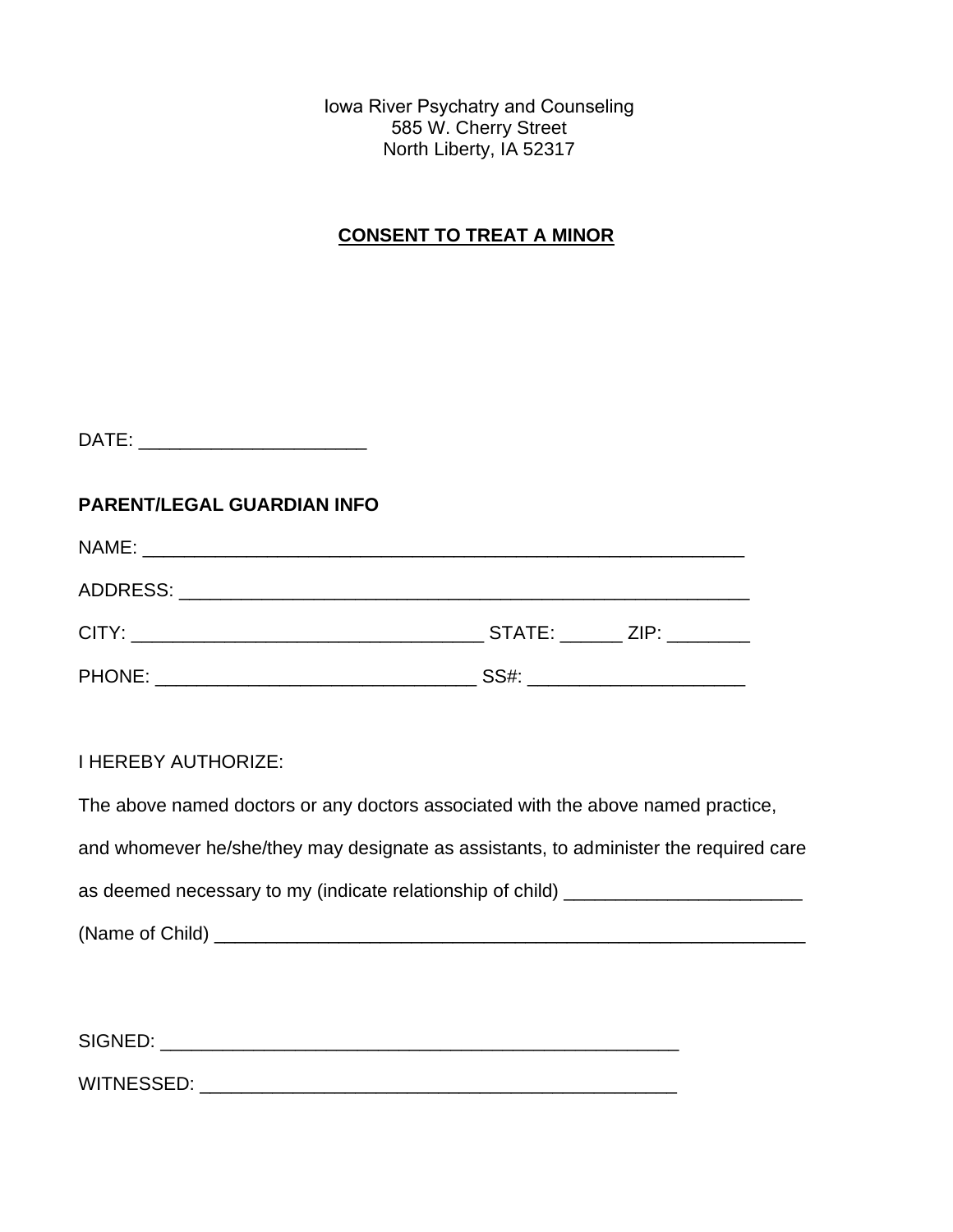Iowa River Psychatry and Counseling
585 W. Cherry Street
North Liberty, IA 52317

## CONSENT TO TREAT A MINOR

DATE: ______________________

**PARENT/LEGAL GUARDIAN INFO**

NAME: ___________________________________________________________

ADDRESS: _________________________________________________________

CITY: __________________________________ STATE: ______ ZIP: ________

PHONE: _______________________________ SS#: _____________________

I HEREBY AUTHORIZE:

The above named doctors or any doctors associated with the above named practice, and whomever he/she/they may designate as assistants, to administer the required care as deemed necessary to my (indicate relationship of child) _______________________ (Name of Child) ____________________________________________________________

SIGNED: ____________________________________________________

WITNESSED: ________________________________________________